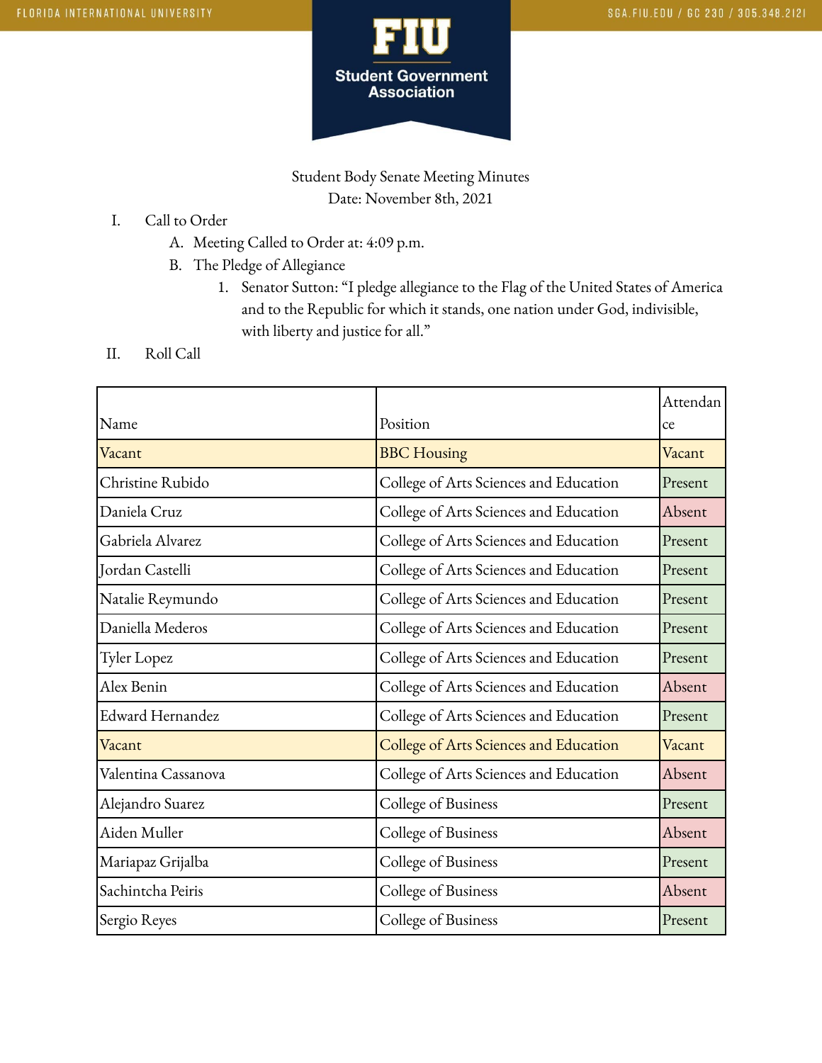Student Body Senate Meeting Minutes
Date: November 8th, 2021

I. Call to Order
   A. Meeting Called to Order at: 4:09 p.m.
   B. The Pledge of Allegiance
      1. Senator Sutton: "I pledge allegiance to the Flag of the United States of America and to the Republic for which it stands, one nation under God, indivisible, with liberty and justice for all."

II. Roll Call

| Name | Position | Attendance |
|---|---|---|
| Vacant | BBC Housing | Vacant |
| Christine Rubido | College of Arts Sciences and Education | Present |
| Daniela Cruz | College of Arts Sciences and Education | Absent |
| Gabriela Alvarez | College of Arts Sciences and Education | Present |
| Jordan Castelli | College of Arts Sciences and Education | Present |
| Natalie Reymundo | College of Arts Sciences and Education | Present |
| Daniella Mederos | College of Arts Sciences and Education | Present |
| Tyler Lopez | College of Arts Sciences and Education | Present |
| Alex Benin | College of Arts Sciences and Education | Absent |
| Edward Hernandez | College of Arts Sciences and Education | Present |
| Vacant | College of Arts Sciences and Education | Vacant |
| Valentina Cassanova | College of Arts Sciences and Education | Absent |
| Alejandro Suarez | College of Business | Present |
| Aiden Muller | College of Business | Absent |
| Mariapaz Grijalba | College of Business | Present |
| Sachintcha Peiris | College of Business | Absent |
| Sergio Reyes | College of Business | Present |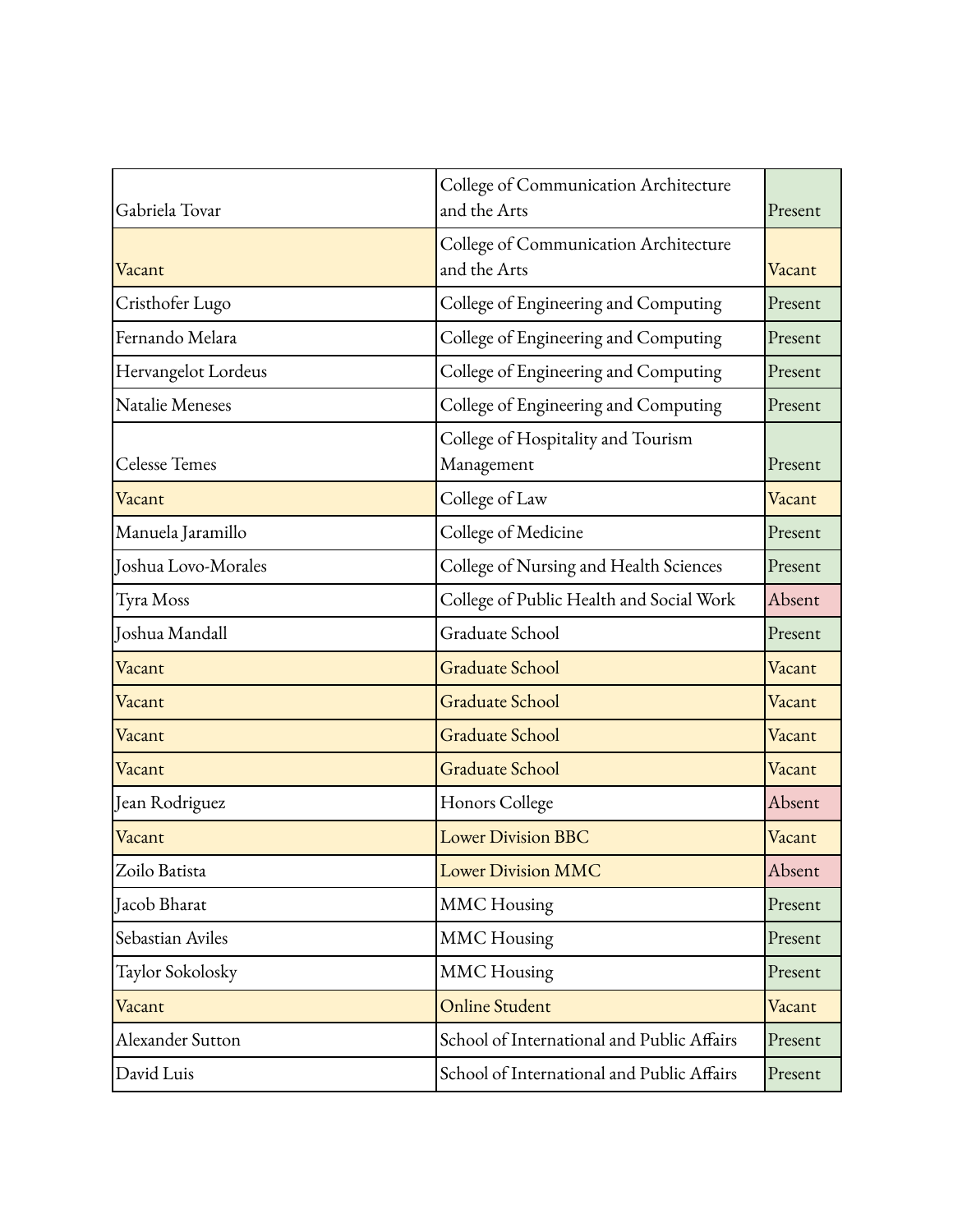| | | |
|---|---|---|
| Gabriela Tovar | College of Communication Architecture and the Arts | Present |
| Vacant | College of Communication Architecture and the Arts | Vacant |
| Cristhofer Lugo | College of Engineering and Computing | Present |
| Fernando Melara | College of Engineering and Computing | Present |
| Hervangelot Lordeus | College of Engineering and Computing | Present |
| Natalie Meneses | College of Engineering and Computing | Present |
| Celesse Temes | College of Hospitality and Tourism Management | Present |
| Vacant | College of Law | Vacant |
| Manuela Jaramillo | College of Medicine | Present |
| Joshua Lovo-Morales | College of Nursing and Health Sciences | Present |
| Tyra Moss | College of Public Health and Social Work | Absent |
| Joshua Mandall | Graduate School | Present |
| Vacant | Graduate School | Vacant |
| Vacant | Graduate School | Vacant |
| Vacant | Graduate School | Vacant |
| Vacant | Graduate School | Vacant |
| Jean Rodriguez | Honors College | Absent |
| Vacant | Lower Division BBC | Vacant |
| Zoilo Batista | Lower Division MMC | Absent |
| Jacob Bharat | MMC Housing | Present |
| Sebastian Aviles | MMC Housing | Present |
| Taylor Sokolosky | MMC Housing | Present |
| Vacant | Online Student | Vacant |
| Alexander Sutton | School of International and Public Affairs | Present |
| David Luis | School of International and Public Affairs | Present |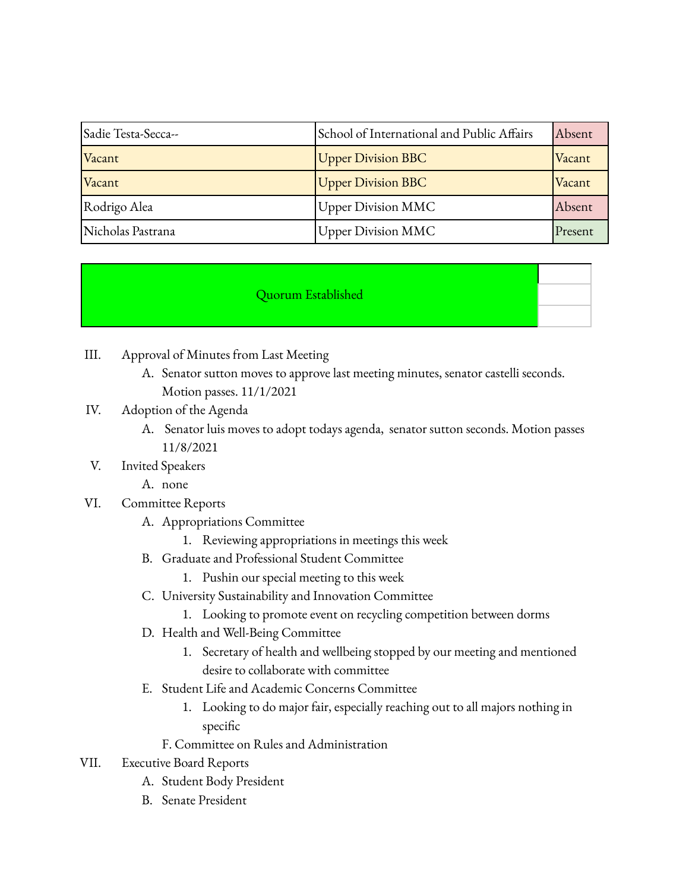| Sadie Testa-Secca-- | School of International and Public Affairs | Absent |
|---|---|---|
| Vacant | Upper Division BBC | Vacant |
| Vacant | Upper Division BBC | Vacant |
| Rodrigo Alea | Upper Division MMC | Absent |
| Nicholas Pastrana | Upper Division MMC | Present |

| Quorum Established | |
|---|---|

III. Approval of Minutes from Last Meeting
   A. Senator sutton moves to approve last meeting minutes, senator castelli seconds. Motion passes. 11/1/2021

IV. Adoption of the Agenda
   A. Senator luis moves to adopt todays agenda, senator sutton seconds. Motion passes 11/8/2021

V. Invited Speakers
   A. none

VI. Committee Reports
   A. Appropriations Committee
      1. Reviewing appropriations in meetings this week
   B. Graduate and Professional Student Committee
      1. Pushin our special meeting to this week
   C. University Sustainability and Innovation Committee
      1. Looking to promote event on recycling competition between dorms
   D. Health and Well-Being Committee
      1. Secretary of health and wellbeing stopped by our meeting and mentioned desire to collaborate with committee
   E. Student Life and Academic Concerns Committee
      1. Looking to do major fair, especially reaching out to all majors nothing in specific
   F. Committee on Rules and Administration

VII. Executive Board Reports
   A. Student Body President
   B. Senate President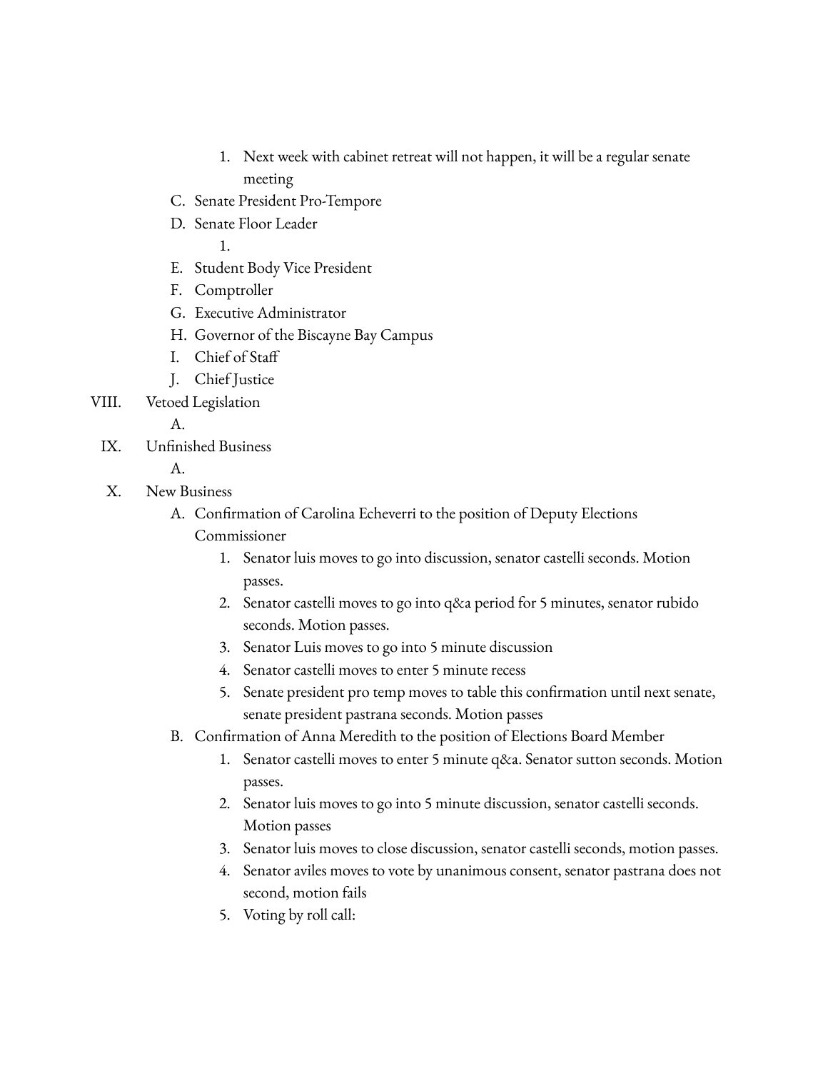1. Next week with cabinet retreat will not happen, it will be a regular senate meeting

C. Senate President Pro-Tempore

D. Senate Floor Leader

1.

E. Student Body Vice President

F. Comptroller

G. Executive Administrator

H. Governor of the Biscayne Bay Campus

I. Chief of Staff

J. Chief Justice

VIII. Vetoed Legislation

A.

IX. Unfinished Business

A.

X. New Business

A. Confirmation of Carolina Echeverri to the position of Deputy Elections Commissioner

1. Senator luis moves to go into discussion, senator castelli seconds. Motion passes.
2. Senator castelli moves to go into q&a period for 5 minutes, senator rubido seconds. Motion passes.
3. Senator Luis moves to go into 5 minute discussion
4. Senator castelli moves to enter 5 minute recess
5. Senate president pro temp moves to table this confirmation until next senate, senate president pastrana seconds. Motion passes

B. Confirmation of Anna Meredith to the position of Elections Board Member

1. Senator castelli moves to enter 5 minute q&a. Senator sutton seconds. Motion passes.
2. Senator luis moves to go into 5 minute discussion, senator castelli seconds. Motion passes
3. Senator luis moves to close discussion, senator castelli seconds, motion passes.
4. Senator aviles moves to vote by unanimous consent, senator pastrana does not second, motion fails
5. Voting by roll call: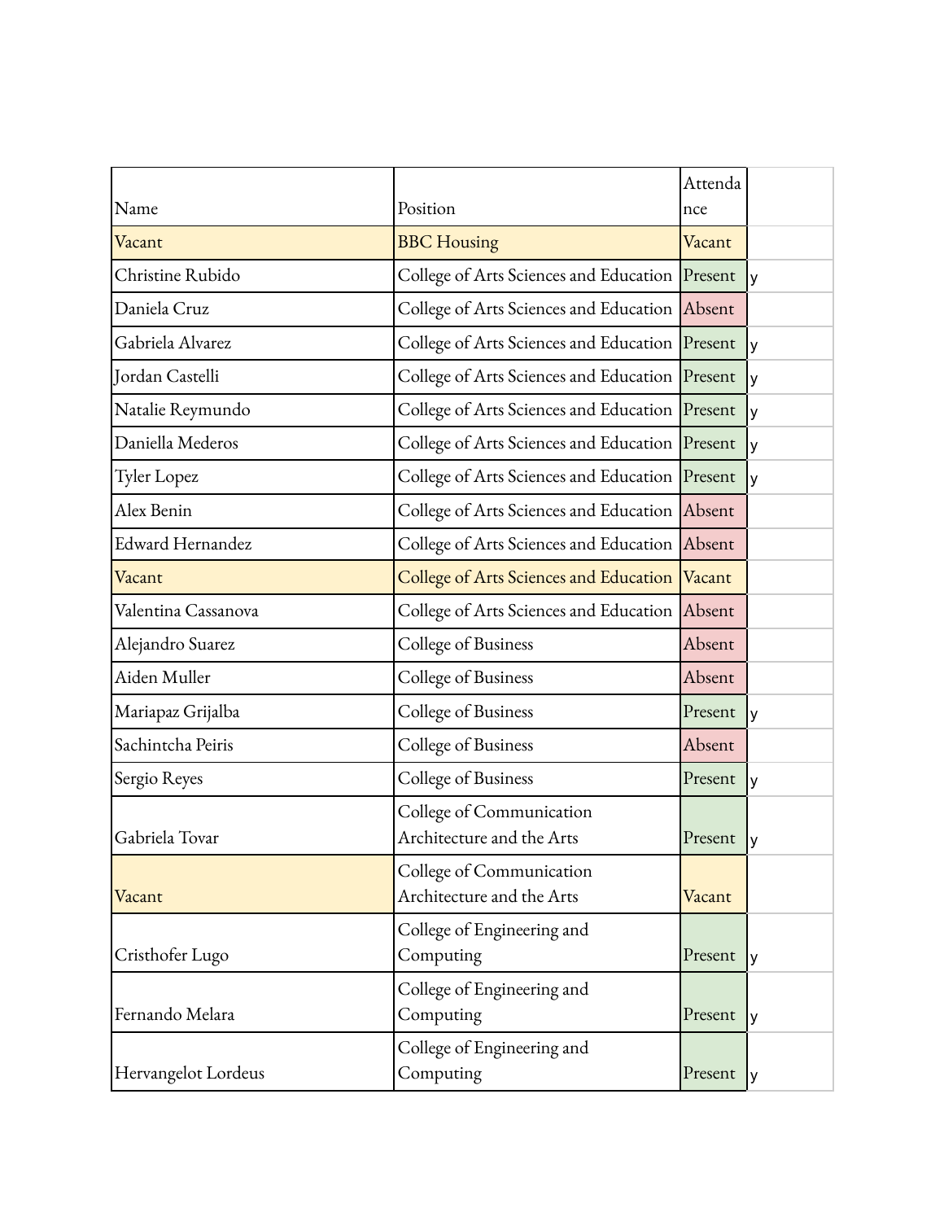| Name | Position | Attendance | |
|---|---|---|---|
| Vacant | BBC Housing | Vacant | |
| Christine Rubido | College of Arts Sciences and Education | Present | y |
| Daniela Cruz | College of Arts Sciences and Education | Absent | |
| Gabriela Alvarez | College of Arts Sciences and Education | Present | y |
| Jordan Castelli | College of Arts Sciences and Education | Present | y |
| Natalie Reymundo | College of Arts Sciences and Education | Present | y |
| Daniella Mederos | College of Arts Sciences and Education | Present | y |
| Tyler Lopez | College of Arts Sciences and Education | Present | y |
| Alex Benin | College of Arts Sciences and Education | Absent | |
| Edward Hernandez | College of Arts Sciences and Education | Absent | |
| Vacant | College of Arts Sciences and Education | Vacant | |
| Valentina Cassanova | College of Arts Sciences and Education | Absent | |
| Alejandro Suarez | College of Business | Absent | |
| Aiden Muller | College of Business | Absent | |
| Mariapaz Grijalba | College of Business | Present | y |
| Sachintcha Peiris | College of Business | Absent | |
| Sergio Reyes | College of Business | Present | y |
| Gabriela Tovar | College of Communication Architecture and the Arts | Present | y |
| Vacant | College of Communication Architecture and the Arts | Vacant | |
| Cristhofer Lugo | College of Engineering and Computing | Present | y |
| Fernando Melara | College of Engineering and Computing | Present | y |
| Hervangelot Lordeus | College of Engineering and Computing | Present | y |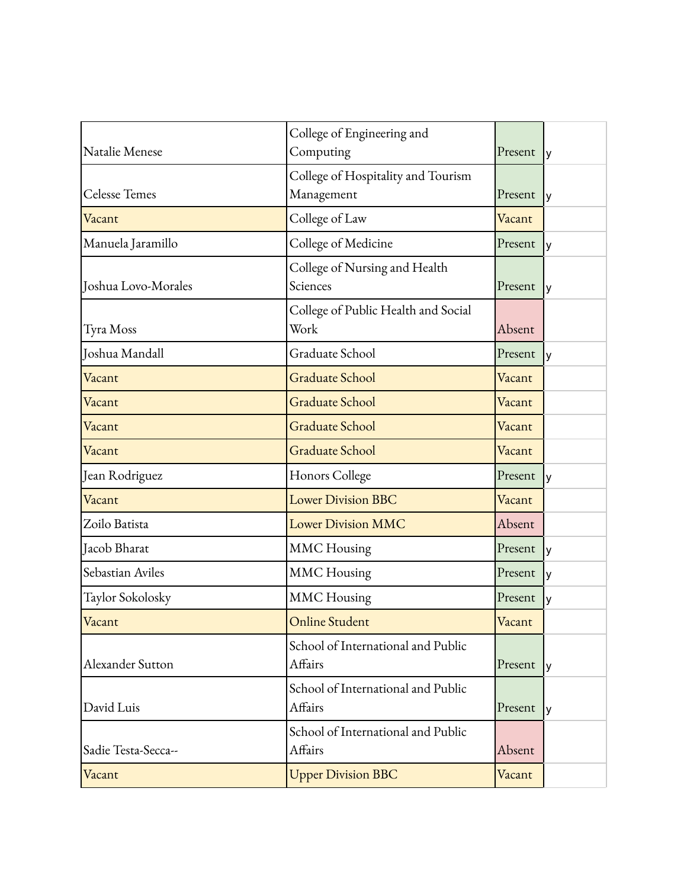| | | | |
|---|---|---|---|
| Natalie Menese | College of Engineering and Computing | Present | y |
| Celesse Temes | College of Hospitality and Tourism Management | Present | y |
| Vacant | College of Law | Vacant | |
| Manuela Jaramillo | College of Medicine | Present | y |
| Joshua Lovo-Morales | College of Nursing and Health Sciences | Present | y |
| Tyra Moss | College of Public Health and Social Work | Absent | |
| Joshua Mandall | Graduate School | Present | y |
| Vacant | Graduate School | Vacant | |
| Vacant | Graduate School | Vacant | |
| Vacant | Graduate School | Vacant | |
| Vacant | Graduate School | Vacant | |
| Jean Rodriguez | Honors College | Present | y |
| Vacant | Lower Division BBC | Vacant | |
| Zoilo Batista | Lower Division MMC | Absent | |
| Jacob Bharat | MMC Housing | Present | y |
| Sebastian Aviles | MMC Housing | Present | y |
| Taylor Sokolosky | MMC Housing | Present | y |
| Vacant | Online Student | Vacant | |
| Alexander Sutton | School of International and Public Affairs | Present | y |
| David Luis | School of International and Public Affairs | Present | y |
| Sadie Testa-Secca-- | School of International and Public Affairs | Absent | |
| Vacant | Upper Division BBC | Vacant | |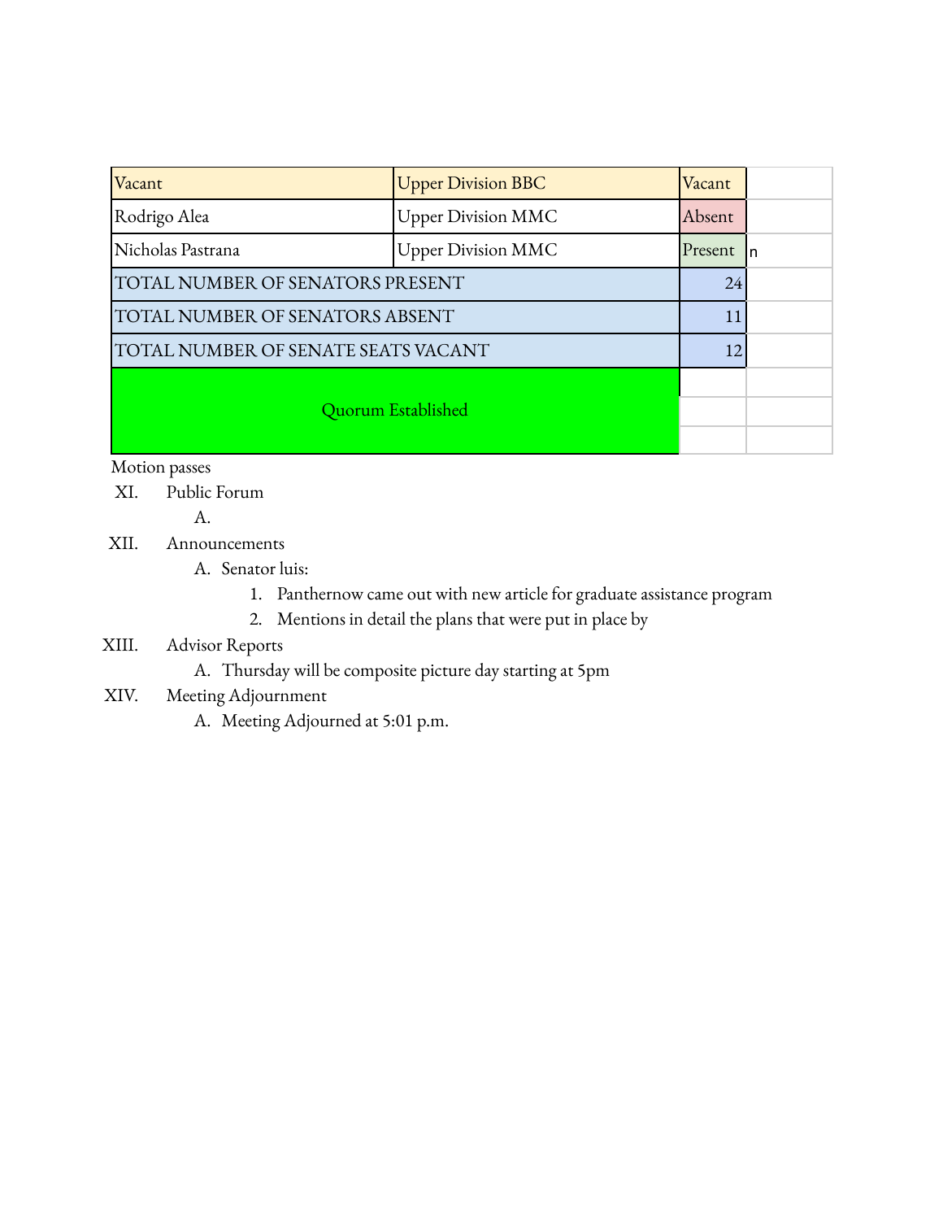| | | | |
|---|---|---|---|
| Vacant | Upper Division BBC | Vacant | |
| Rodrigo Alea | Upper Division MMC | Absent | |
| Nicholas Pastrana | Upper Division MMC | Present | n |
| TOTAL NUMBER OF SENATORS PRESENT | | 24 | |
| TOTAL NUMBER OF SENATORS ABSENT | | 11 | |
| TOTAL NUMBER OF SENATE SEATS VACANT | | 12 | |
| Quorum Established | | | |

Motion passes

XI. Public Forum

A.

XII. Announcements

A. Senator luis:

1. Panthernow came out with new article for graduate assistance program
2. Mentions in detail the plans that were put in place by

XIII. Advisor Reports

A. Thursday will be composite picture day starting at 5pm

XIV. Meeting Adjournment

A. Meeting Adjourned at 5:01 p.m.